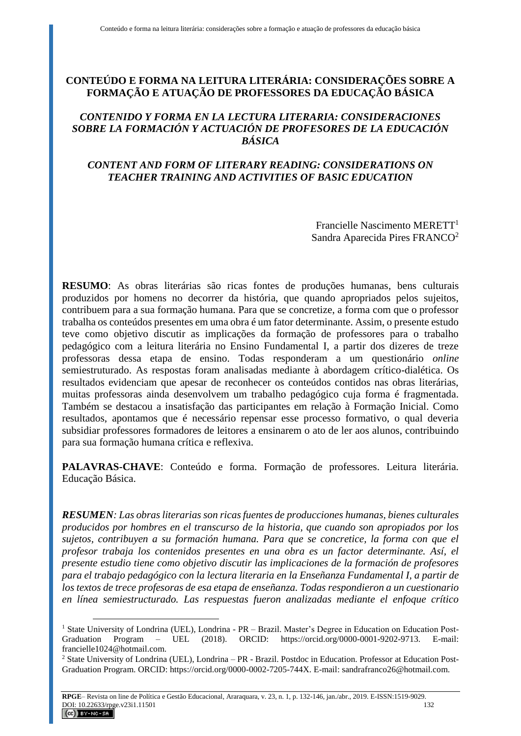# CONTEÚDO E FORMA NA LEITURA LITERÁRIA: CONSIDERAÇÕES SOBRE A FORMAÇÃO E ATUAÇÃO DE PROFESSORES DA EDUCAÇÃO BÁSICA

## *CONTENIDO Y FORMA EN LA LECTURA LITERARIA: CONSIDERACIONES SOBRE LA FORMACIÓN Y ACTUACIÓN DE PROFESORES DE LA EDUCACIÓN BÁSICA*

## *CONTENT AND FORM OF LITERARY READING: CONSIDERATIONS ON TEACHER TRAINING AND ACTIVITIES OF BASIC EDUCATION*

Francielle Nascimento MERETT[1]
Sandra Aparecida Pires FRANCO[2]

**RESUMO**: As obras literárias são ricas fontes de produções humanas, bens culturais produzidos por homens no decorrer da história, que quando apropriados pelos sujeitos, contribuem para a sua formação humana. Para que se concretize, a forma com que o professor trabalha os conteúdos presentes em uma obra é um fator determinante. Assim, o presente estudo teve como objetivo discutir as implicações da formação de professores para o trabalho pedagógico com a leitura literária no Ensino Fundamental I, a partir dos dizeres de treze professoras dessa etapa de ensino. Todas responderam a um questionário *online* semiestruturado. As respostas foram analisadas mediante à abordagem crítico-dialética. Os resultados evidenciam que apesar de reconhecer os conteúdos contidos nas obras literárias, muitas professoras ainda desenvolvem um trabalho pedagógico cuja forma é fragmentada. Também se destacou a insatisfação das participantes em relação à Formação Inicial. Como resultados, apontamos que é necessário repensar esse processo formativo, o qual deveria subsidiar professores formadores de leitores a ensinarem o ato de ler aos alunos, contribuindo para sua formação humana crítica e reflexiva.

**PALAVRAS-CHAVE**: Conteúdo e forma. Formação de professores. Leitura literária. Educação Básica.

***RESUMEN****: Las obras literarias son ricas fuentes de producciones humanas, bienes culturales producidos por hombres en el transcurso de la historia, que cuando son apropiados por los sujetos, contribuyen a su formación humana. Para que se concretice, la forma con que el profesor trabaja los contenidos presentes en una obra es un factor determinante. Así, el presente estudio tiene como objetivo discutir las implicaciones de la formación de profesores para el trabajo pedagógico con la lectura literaria en la Enseñanza Fundamental I, a partir de los textos de trece profesoras de esa etapa de enseñanza. Todas respondieron a un cuestionario en línea semiestructurado. Las respuestas fueron analizadas mediante el enfoque crítico*

---

[1] State University of Londrina (UEL), Londrina - PR – Brazil. Master's Degree in Education on Education Post-Graduation Program – UEL (2018). ORCID: https://orcid.org/0000-0001-9202-9713. E-mail: francielle1024@hotmail.com.

[2] State University of Londrina (UEL), Londrina – PR - Brazil. Postdoc in Education. Professor at Education Post-Graduation Program. ORCID: https://orcid.org/0000-0002-7205-744X. E-mail: sandrafranco26@hotmail.com.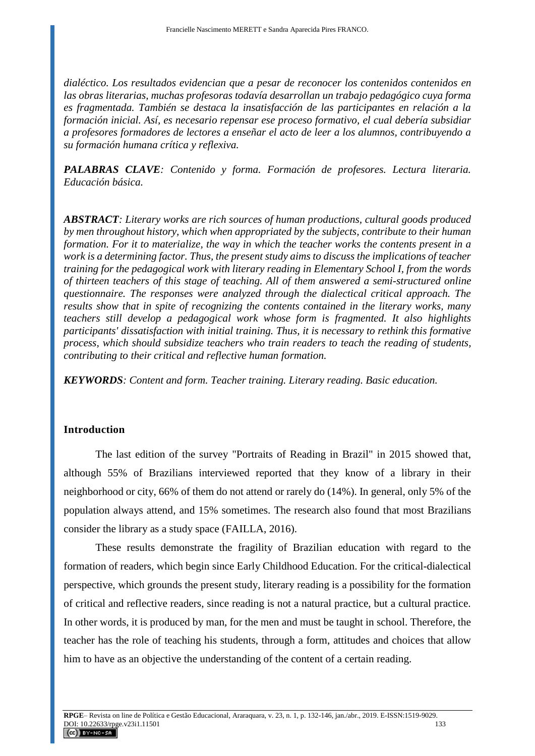*dialéctico. Los resultados evidencian que a pesar de reconocer los contenidos contenidos en las obras literarias, muchas profesoras todavía desarrollan un trabajo pedagógico cuya forma es fragmentada. También se destaca la insatisfacción de las participantes en relación a la formación inicial. Así, es necesario repensar ese proceso formativo, el cual debería subsidiar a profesores formadores de lectores a enseñar el acto de leer a los alumnos, contribuyendo a su formación humana crítica y reflexiva.*

***PALABRAS CLAVE**: Contenido y forma. Formación de profesores. Lectura literaria. Educación básica.*

***ABSTRACT**: Literary works are rich sources of human productions, cultural goods produced by men throughout history, which when appropriated by the subjects, contribute to their human formation. For it to materialize, the way in which the teacher works the contents present in a work is a determining factor. Thus, the present study aims to discuss the implications of teacher training for the pedagogical work with literary reading in Elementary School I, from the words of thirteen teachers of this stage of teaching. All of them answered a semi-structured online questionnaire. The responses were analyzed through the dialectical critical approach. The results show that in spite of recognizing the contents contained in the literary works, many teachers still develop a pedagogical work whose form is fragmented. It also highlights participants' dissatisfaction with initial training. Thus, it is necessary to rethink this formative process, which should subsidize teachers who train readers to teach the reading of students, contributing to their critical and reflective human formation.*

***KEYWORDS**: Content and form. Teacher training. Literary reading. Basic education.*

## Introduction

The last edition of the survey "Portraits of Reading in Brazil" in 2015 showed that, although 55% of Brazilians interviewed reported that they know of a library in their neighborhood or city, 66% of them do not attend or rarely do (14%). In general, only 5% of the population always attend, and 15% sometimes. The research also found that most Brazilians consider the library as a study space (FAILLA, 2016).

These results demonstrate the fragility of Brazilian education with regard to the formation of readers, which begin since Early Childhood Education. For the critical-dialectical perspective, which grounds the present study, literary reading is a possibility for the formation of critical and reflective readers, since reading is not a natural practice, but a cultural practice. In other words, it is produced by man, for the men and must be taught in school. Therefore, the teacher has the role of teaching his students, through a form, attitudes and choices that allow him to have as an objective the understanding of the content of a certain reading.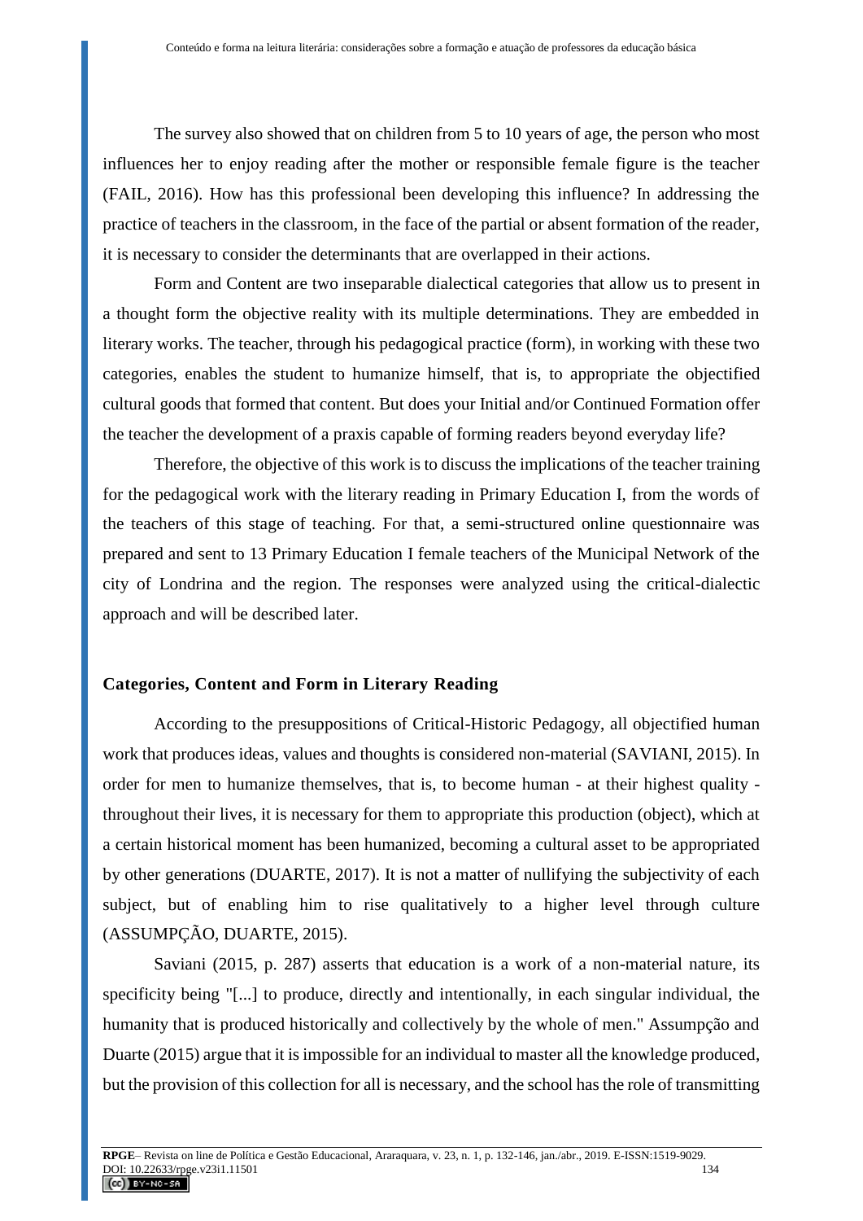The survey also showed that on children from 5 to 10 years of age, the person who most influences her to enjoy reading after the mother or responsible female figure is the teacher (FAIL, 2016). How has this professional been developing this influence? In addressing the practice of teachers in the classroom, in the face of the partial or absent formation of the reader, it is necessary to consider the determinants that are overlapped in their actions.

Form and Content are two inseparable dialectical categories that allow us to present in a thought form the objective reality with its multiple determinations. They are embedded in literary works. The teacher, through his pedagogical practice (form), in working with these two categories, enables the student to humanize himself, that is, to appropriate the objectified cultural goods that formed that content. But does your Initial and/or Continued Formation offer the teacher the development of a praxis capable of forming readers beyond everyday life?

Therefore, the objective of this work is to discuss the implications of the teacher training for the pedagogical work with the literary reading in Primary Education I, from the words of the teachers of this stage of teaching. For that, a semi-structured online questionnaire was prepared and sent to 13 Primary Education I female teachers of the Municipal Network of the city of Londrina and the region. The responses were analyzed using the critical-dialectic approach and will be described later.

## Categories, Content and Form in Literary Reading

According to the presuppositions of Critical-Historic Pedagogy, all objectified human work that produces ideas, values and thoughts is considered non-material (SAVIANI, 2015). In order for men to humanize themselves, that is, to become human - at their highest quality - throughout their lives, it is necessary for them to appropriate this production (object), which at a certain historical moment has been humanized, becoming a cultural asset to be appropriated by other generations (DUARTE, 2017). It is not a matter of nullifying the subjectivity of each subject, but of enabling him to rise qualitatively to a higher level through culture (ASSUMPÇÃO, DUARTE, 2015).

Saviani (2015, p. 287) asserts that education is a work of a non-material nature, its specificity being "[...] to produce, directly and intentionally, in each singular individual, the humanity that is produced historically and collectively by the whole of men." Assumpção and Duarte (2015) argue that it is impossible for an individual to master all the knowledge produced, but the provision of this collection for all is necessary, and the school has the role of transmitting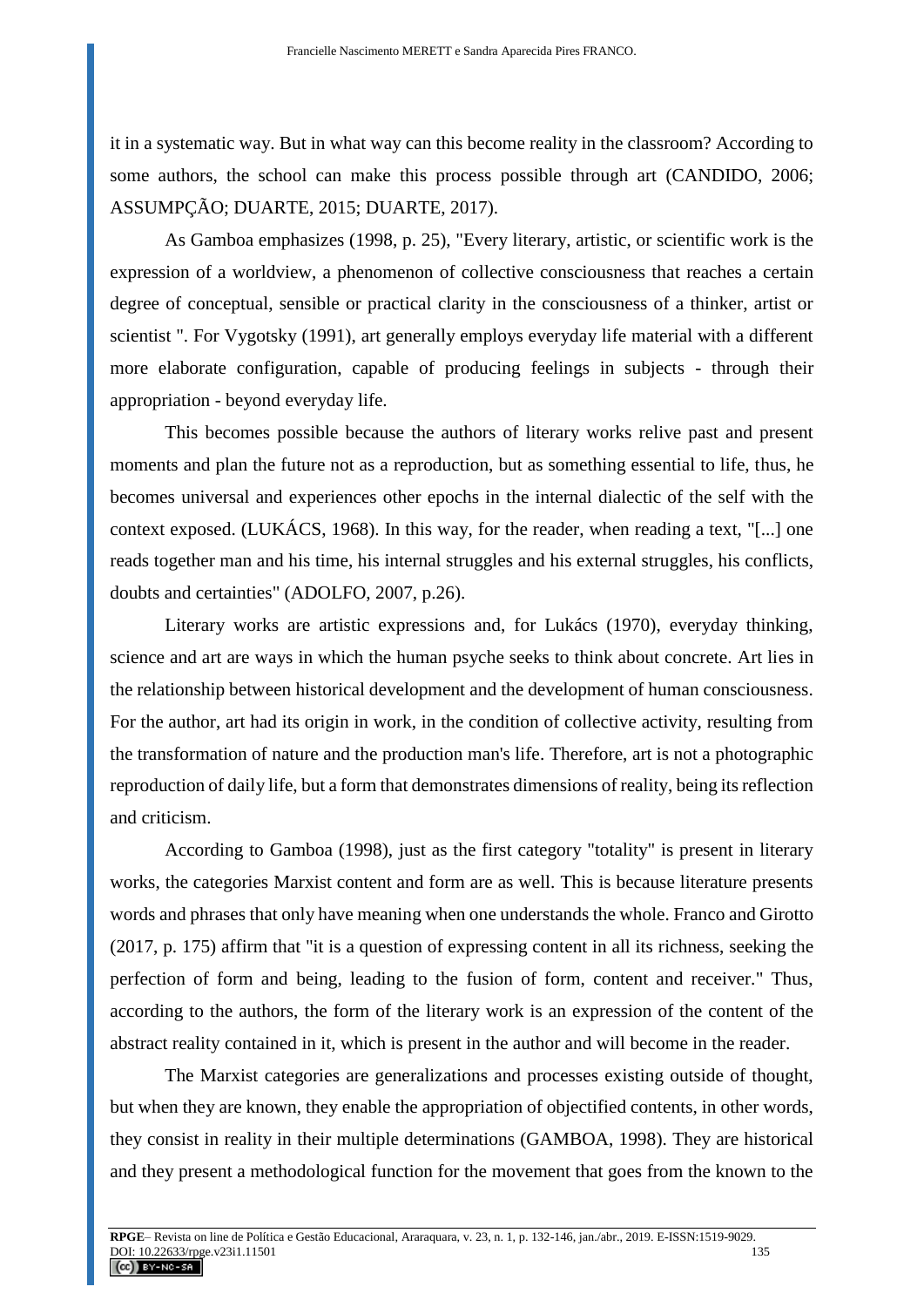it in a systematic way. But in what way can this become reality in the classroom? According to some authors, the school can make this process possible through art (CANDIDO, 2006; ASSUMPÇÃO; DUARTE, 2015; DUARTE, 2017).

As Gamboa emphasizes (1998, p. 25), "Every literary, artistic, or scientific work is the expression of a worldview, a phenomenon of collective consciousness that reaches a certain degree of conceptual, sensible or practical clarity in the consciousness of a thinker, artist or scientist ". For Vygotsky (1991), art generally employs everyday life material with a different more elaborate configuration, capable of producing feelings in subjects - through their appropriation - beyond everyday life.

This becomes possible because the authors of literary works relive past and present moments and plan the future not as a reproduction, but as something essential to life, thus, he becomes universal and experiences other epochs in the internal dialectic of the self with the context exposed. (LUKÁCS, 1968). In this way, for the reader, when reading a text, "[...] one reads together man and his time, his internal struggles and his external struggles, his conflicts, doubts and certainties" (ADOLFO, 2007, p.26).

Literary works are artistic expressions and, for Lukács (1970), everyday thinking, science and art are ways in which the human psyche seeks to think about concrete. Art lies in the relationship between historical development and the development of human consciousness. For the author, art had its origin in work, in the condition of collective activity, resulting from the transformation of nature and the production man's life. Therefore, art is not a photographic reproduction of daily life, but a form that demonstrates dimensions of reality, being its reflection and criticism.

According to Gamboa (1998), just as the first category "totality" is present in literary works, the categories Marxist content and form are as well. This is because literature presents words and phrases that only have meaning when one understands the whole. Franco and Girotto (2017, p. 175) affirm that "it is a question of expressing content in all its richness, seeking the perfection of form and being, leading to the fusion of form, content and receiver." Thus, according to the authors, the form of the literary work is an expression of the content of the abstract reality contained in it, which is present in the author and will become in the reader.

The Marxist categories are generalizations and processes existing outside of thought, but when they are known, they enable the appropriation of objectified contents, in other words, they consist in reality in their multiple determinations (GAMBOA, 1998). They are historical and they present a methodological function for the movement that goes from the known to the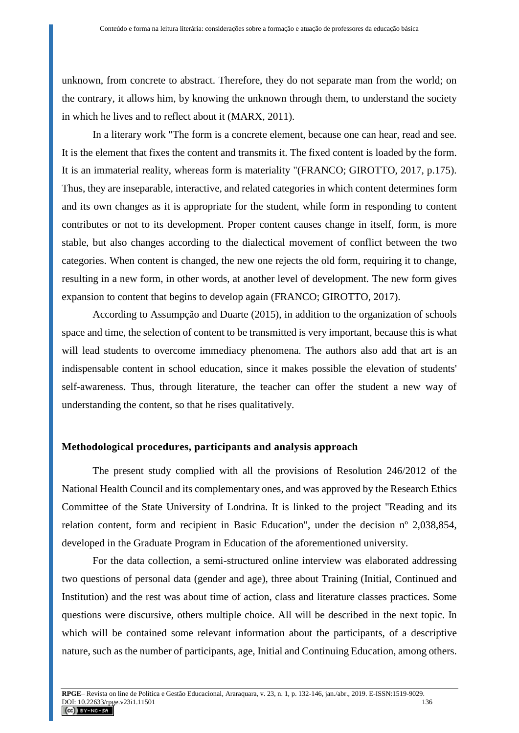unknown, from concrete to abstract. Therefore, they do not separate man from the world; on the contrary, it allows him, by knowing the unknown through them, to understand the society in which he lives and to reflect about it (MARX, 2011).

In a literary work "The form is a concrete element, because one can hear, read and see. It is the element that fixes the content and transmits it. The fixed content is loaded by the form. It is an immaterial reality, whereas form is materiality "(FRANCO; GIROTTO, 2017, p.175). Thus, they are inseparable, interactive, and related categories in which content determines form and its own changes as it is appropriate for the student, while form in responding to content contributes or not to its development. Proper content causes change in itself, form, is more stable, but also changes according to the dialectical movement of conflict between the two categories. When content is changed, the new one rejects the old form, requiring it to change, resulting in a new form, in other words, at another level of development. The new form gives expansion to content that begins to develop again (FRANCO; GIROTTO, 2017).

According to Assumpção and Duarte (2015), in addition to the organization of schools space and time, the selection of content to be transmitted is very important, because this is what will lead students to overcome immediacy phenomena. The authors also add that art is an indispensable content in school education, since it makes possible the elevation of students' self-awareness. Thus, through literature, the teacher can offer the student a new way of understanding the content, so that he rises qualitatively.

## Methodological procedures, participants and analysis approach

The present study complied with all the provisions of Resolution 246/2012 of the National Health Council and its complementary ones, and was approved by the Research Ethics Committee of the State University of Londrina. It is linked to the project "Reading and its relation content, form and recipient in Basic Education", under the decision nº 2,038,854, developed in the Graduate Program in Education of the aforementioned university.

For the data collection, a semi-structured online interview was elaborated addressing two questions of personal data (gender and age), three about Training (Initial, Continued and Institution) and the rest was about time of action, class and literature classes practices. Some questions were discursive, others multiple choice. All will be described in the next topic. In which will be contained some relevant information about the participants, of a descriptive nature, such as the number of participants, age, Initial and Continuing Education, among others.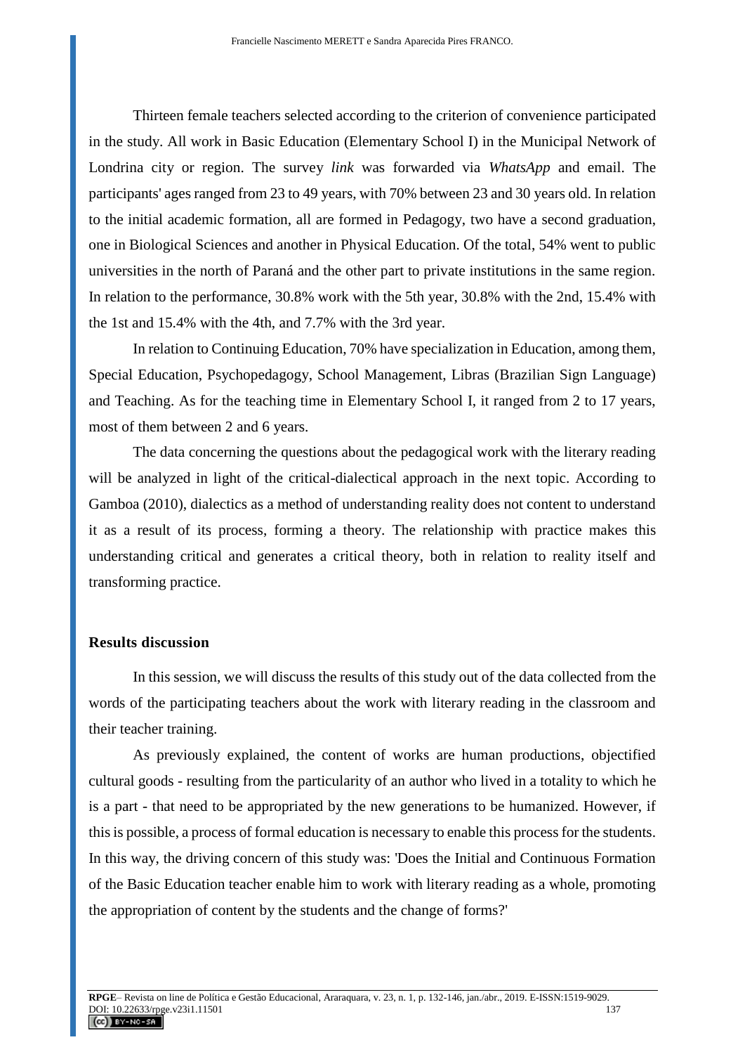Thirteen female teachers selected according to the criterion of convenience participated in the study. All work in Basic Education (Elementary School I) in the Municipal Network of Londrina city or region. The survey *link* was forwarded via *WhatsApp* and email. The participants' ages ranged from 23 to 49 years, with 70% between 23 and 30 years old. In relation to the initial academic formation, all are formed in Pedagogy, two have a second graduation, one in Biological Sciences and another in Physical Education. Of the total, 54% went to public universities in the north of Paraná and the other part to private institutions in the same region. In relation to the performance, 30.8% work with the 5th year, 30.8% with the 2nd, 15.4% with the 1st and 15.4% with the 4th, and 7.7% with the 3rd year.

In relation to Continuing Education, 70% have specialization in Education, among them, Special Education, Psychopedagogy, School Management, Libras (Brazilian Sign Language) and Teaching. As for the teaching time in Elementary School I, it ranged from 2 to 17 years, most of them between 2 and 6 years.

The data concerning the questions about the pedagogical work with the literary reading will be analyzed in light of the critical-dialectical approach in the next topic. According to Gamboa (2010), dialectics as a method of understanding reality does not content to understand it as a result of its process, forming a theory. The relationship with practice makes this understanding critical and generates a critical theory, both in relation to reality itself and transforming practice.

## Results discussion

In this session, we will discuss the results of this study out of the data collected from the words of the participating teachers about the work with literary reading in the classroom and their teacher training.

As previously explained, the content of works are human productions, objectified cultural goods - resulting from the particularity of an author who lived in a totality to which he is a part - that need to be appropriated by the new generations to be humanized. However, if this is possible, a process of formal education is necessary to enable this process for the students. In this way, the driving concern of this study was: 'Does the Initial and Continuous Formation of the Basic Education teacher enable him to work with literary reading as a whole, promoting the appropriation of content by the students and the change of forms?'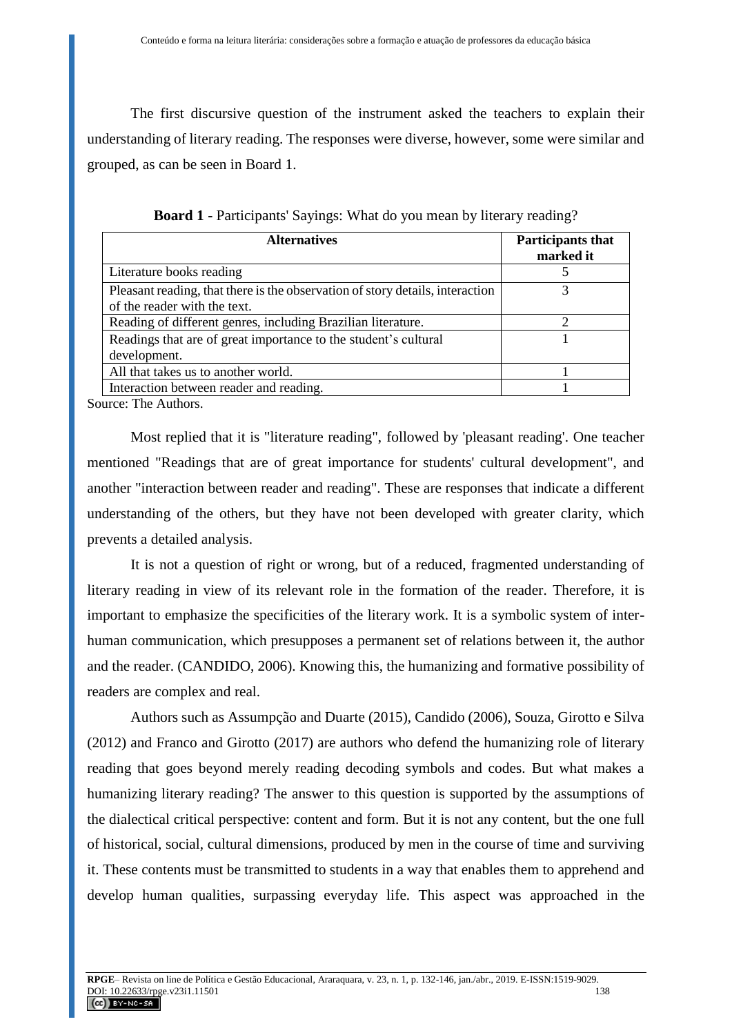The first discursive question of the instrument asked the teachers to explain their understanding of literary reading. The responses were diverse, however, some were similar and grouped, as can be seen in Board 1.

**Board 1 -** Participants' Sayings: What do you mean by literary reading?

| Alternatives | Participants that marked it |
|---|---|
| Literature books reading | 5 |
| Pleasant reading, that there is the observation of story details, interaction of the reader with the text. | 3 |
| Reading of different genres, including Brazilian literature. | 2 |
| Readings that are of great importance to the student's cultural development. | 1 |
| All that takes us to another world. | 1 |
| Interaction between reader and reading. | 1 |

Source: The Authors.

Most replied that it is "literature reading", followed by 'pleasant reading'. One teacher mentioned "Readings that are of great importance for students' cultural development", and another "interaction between reader and reading". These are responses that indicate a different understanding of the others, but they have not been developed with greater clarity, which prevents a detailed analysis.

It is not a question of right or wrong, but of a reduced, fragmented understanding of literary reading in view of its relevant role in the formation of the reader. Therefore, it is important to emphasize the specificities of the literary work. It is a symbolic system of inter-human communication, which presupposes a permanent set of relations between it, the author and the reader. (CANDIDO, 2006). Knowing this, the humanizing and formative possibility of readers are complex and real.

Authors such as Assumpção and Duarte (2015), Candido (2006), Souza, Girotto e Silva (2012) and Franco and Girotto (2017) are authors who defend the humanizing role of literary reading that goes beyond merely reading decoding symbols and codes. But what makes a humanizing literary reading? The answer to this question is supported by the assumptions of the dialectical critical perspective: content and form. But it is not any content, but the one full of historical, social, cultural dimensions, produced by men in the course of time and surviving it. These contents must be transmitted to students in a way that enables them to apprehend and develop human qualities, surpassing everyday life. This aspect was approached in the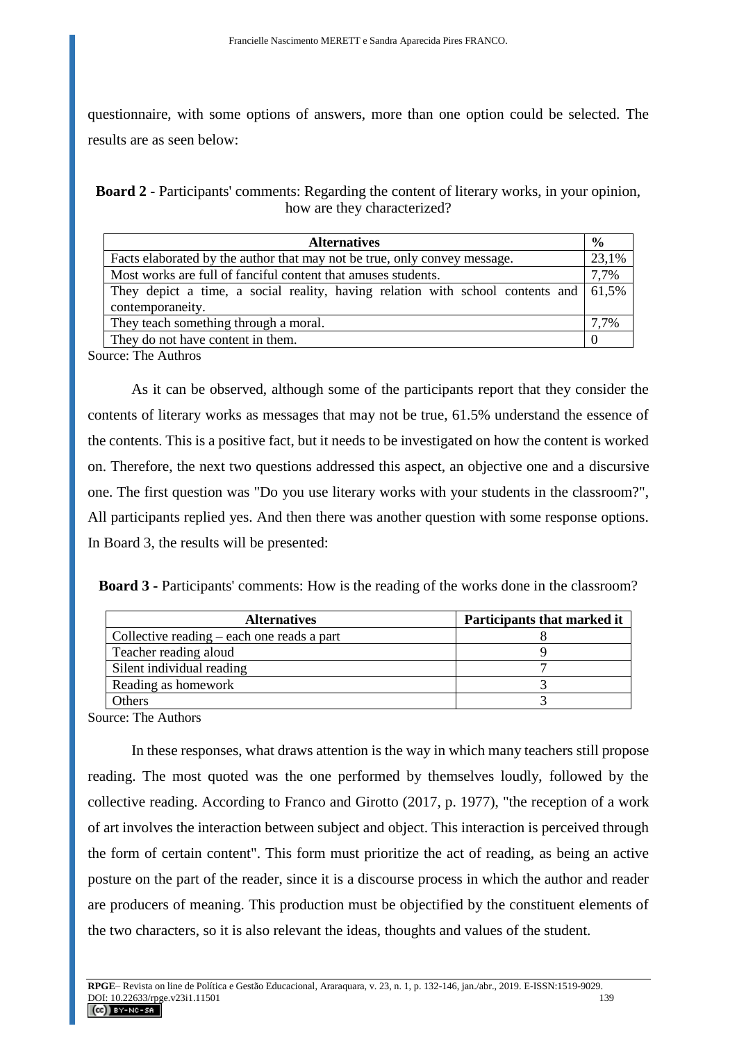questionnaire, with some options of answers, more than one option could be selected. The results are as seen below:

**Board 2 -** Participants' comments: Regarding the content of literary works, in your opinion, how are they characterized?

| Alternatives | % |
|---|---|
| Facts elaborated by the author that may not be true, only convey message. | 23,1% |
| Most works are full of fanciful content that amuses students. | 7,7% |
| They depict a time, a social reality, having relation with school contents and contemporaneity. | 61,5% |
| They teach something through a moral. | 7,7% |
| They do not have content in them. | 0 |

Source: The Authros

As it can be observed, although some of the participants report that they consider the contents of literary works as messages that may not be true, 61.5% understand the essence of the contents. This is a positive fact, but it needs to be investigated on how the content is worked on. Therefore, the next two questions addressed this aspect, an objective one and a discursive one. The first question was "Do you use literary works with your students in the classroom?", All participants replied yes. And then there was another question with some response options. In Board 3, the results will be presented:

**Board 3 -** Participants' comments: How is the reading of the works done in the classroom?

| Alternatives | Participants that marked it |
|---|---|
| Collective reading – each one reads a part | 8 |
| Teacher reading aloud | 9 |
| Silent individual reading | 7 |
| Reading as homework | 3 |
| Others | 3 |

Source: The Authors

In these responses, what draws attention is the way in which many teachers still propose reading. The most quoted was the one performed by themselves loudly, followed by the collective reading. According to Franco and Girotto (2017, p. 1977), "the reception of a work of art involves the interaction between subject and object. This interaction is perceived through the form of certain content". This form must prioritize the act of reading, as being an active posture on the part of the reader, since it is a discourse process in which the author and reader are producers of meaning. This production must be objectified by the constituent elements of the two characters, so it is also relevant the ideas, thoughts and values of the student.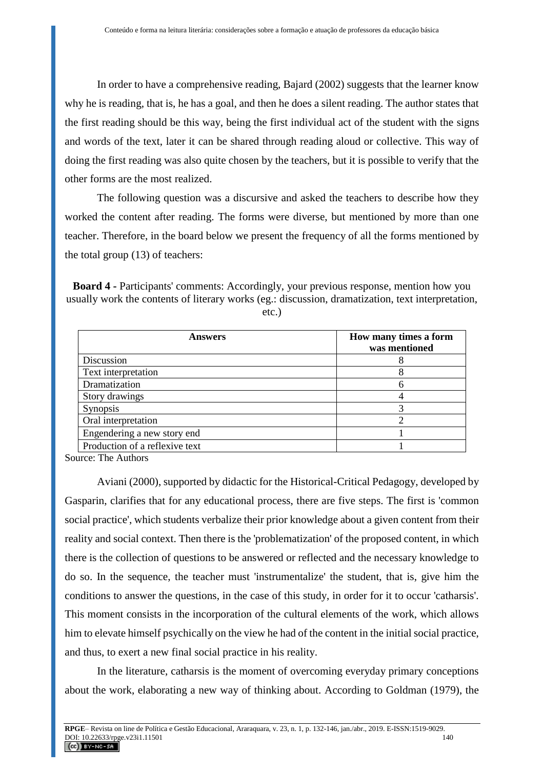In order to have a comprehensive reading, Bajard (2002) suggests that the learner know why he is reading, that is, he has a goal, and then he does a silent reading. The author states that the first reading should be this way, being the first individual act of the student with the signs and words of the text, later it can be shared through reading aloud or collective. This way of doing the first reading was also quite chosen by the teachers, but it is possible to verify that the other forms are the most realized.

The following question was a discursive and asked the teachers to describe how they worked the content after reading. The forms were diverse, but mentioned by more than one teacher. Therefore, in the board below we present the frequency of all the forms mentioned by the total group (13) of teachers:

**Board 4 -** Participants' comments: Accordingly, your previous response, mention how you usually work the contents of literary works (eg.: discussion, dramatization, text interpretation, etc.)

| Answers | How many times a form was mentioned |
|---|---|
| Discussion | 8 |
| Text interpretation | 8 |
| Dramatization | 6 |
| Story drawings | 4 |
| Synopsis | 3 |
| Oral interpretation | 2 |
| Engendering a new story end | 1 |
| Production of a reflexive text | 1 |

Source: The Authors

Aviani (2000), supported by didactic for the Historical-Critical Pedagogy, developed by Gasparin, clarifies that for any educational process, there are five steps. The first is 'common social practice', which students verbalize their prior knowledge about a given content from their reality and social context. Then there is the 'problematization' of the proposed content, in which there is the collection of questions to be answered or reflected and the necessary knowledge to do so. In the sequence, the teacher must 'instrumentalize' the student, that is, give him the conditions to answer the questions, in the case of this study, in order for it to occur 'catharsis'. This moment consists in the incorporation of the cultural elements of the work, which allows him to elevate himself psychically on the view he had of the content in the initial social practice, and thus, to exert a new final social practice in his reality.

In the literature, catharsis is the moment of overcoming everyday primary conceptions about the work, elaborating a new way of thinking about. According to Goldman (1979), the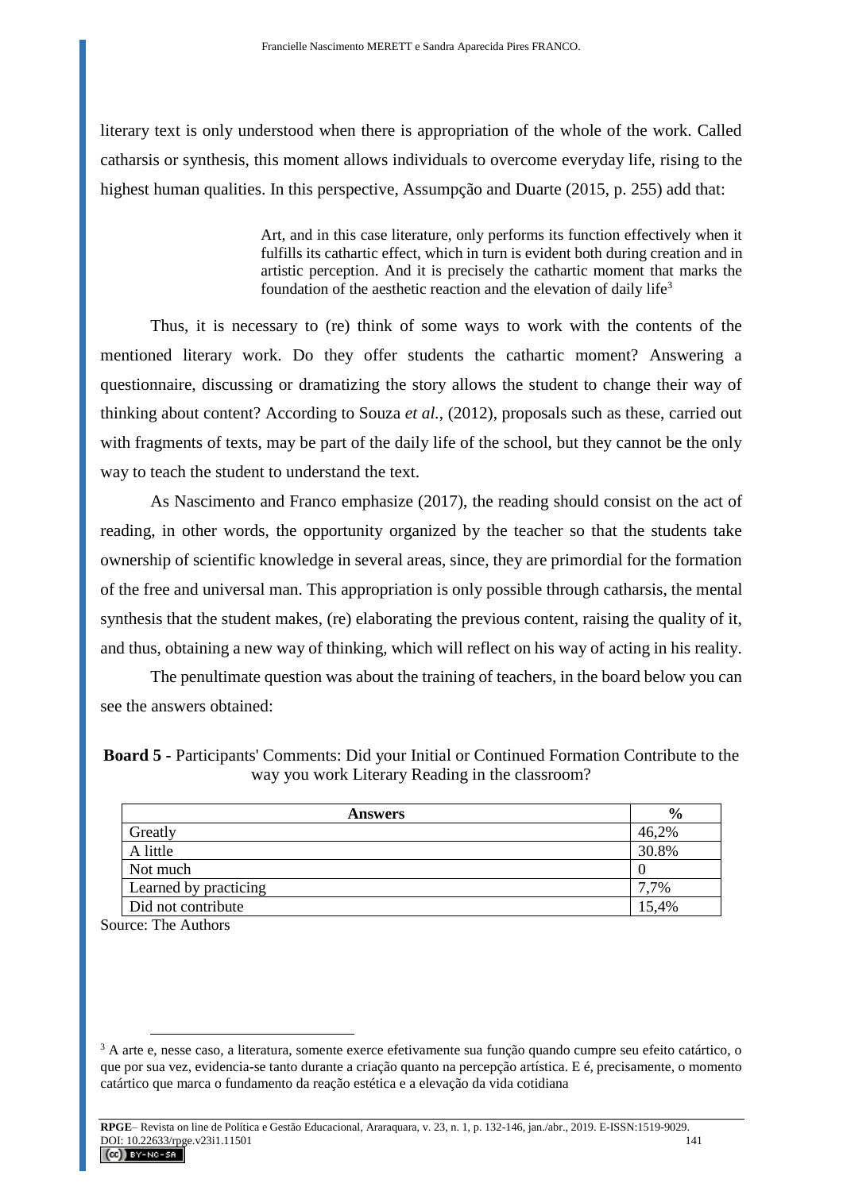literary text is only understood when there is appropriation of the whole of the work. Called catharsis or synthesis, this moment allows individuals to overcome everyday life, rising to the highest human qualities. In this perspective, Assumpção and Duarte (2015, p. 255) add that:

> Art, and in this case literature, only performs its function effectively when it fulfills its cathartic effect, which in turn is evident both during creation and in artistic perception. And it is precisely the cathartic moment that marks the foundation of the aesthetic reaction and the elevation of daily life[3]

Thus, it is necessary to (re) think of some ways to work with the contents of the mentioned literary work. Do they offer students the cathartic moment? Answering a questionnaire, discussing or dramatizing the story allows the student to change their way of thinking about content? According to Souza *et al.*, (2012), proposals such as these, carried out with fragments of texts, may be part of the daily life of the school, but they cannot be the only way to teach the student to understand the text.

As Nascimento and Franco emphasize (2017), the reading should consist on the act of reading, in other words, the opportunity organized by the teacher so that the students take ownership of scientific knowledge in several areas, since, they are primordial for the formation of the free and universal man. This appropriation is only possible through catharsis, the mental synthesis that the student makes, (re) elaborating the previous content, raising the quality of it, and thus, obtaining a new way of thinking, which will reflect on his way of acting in his reality.

The penultimate question was about the training of teachers, in the board below you can see the answers obtained:

**Board 5** - Participants' Comments: Did your Initial or Continued Formation Contribute to the way you work Literary Reading in the classroom?

| Answers | % |
|---|---|
| Greatly | 46,2% |
| A little | 30.8% |
| Not much | 0 |
| Learned by practicing | 7,7% |
| Did not contribute | 15,4% |

Source: The Authors

[3] A arte e, nesse caso, a literatura, somente exerce efetivamente sua função quando cumpre seu efeito catártico, o que por sua vez, evidencia-se tanto durante a criação quanto na percepção artística. E é, precisamente, o momento catártico que marca o fundamento da reação estética e a elevação da vida cotidiana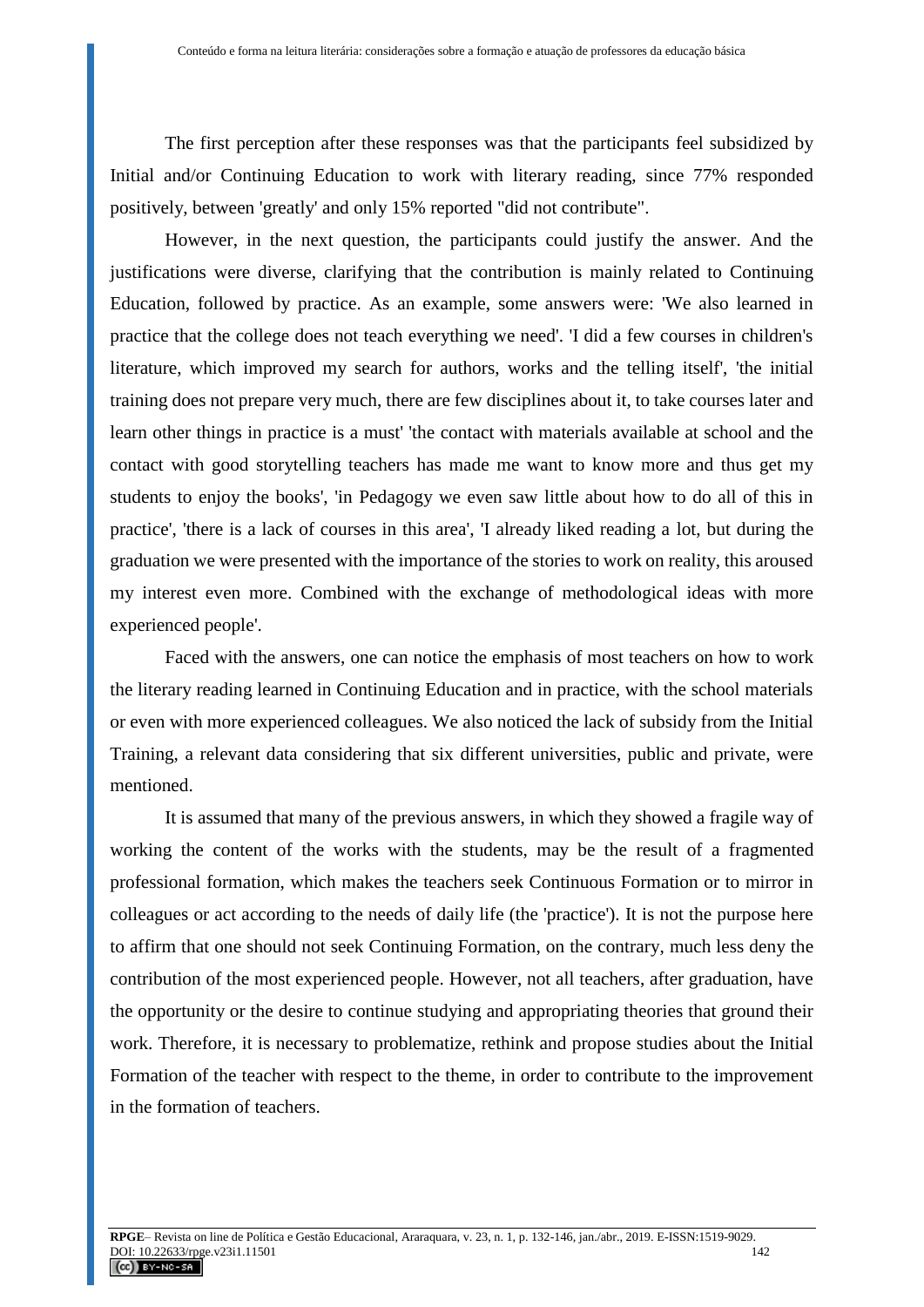The first perception after these responses was that the participants feel subsidized by Initial and/or Continuing Education to work with literary reading, since 77% responded positively, between 'greatly' and only 15% reported "did not contribute".

However, in the next question, the participants could justify the answer. And the justifications were diverse, clarifying that the contribution is mainly related to Continuing Education, followed by practice. As an example, some answers were: 'We also learned in practice that the college does not teach everything we need'. 'I did a few courses in children's literature, which improved my search for authors, works and the telling itself', 'the initial training does not prepare very much, there are few disciplines about it, to take courses later and learn other things in practice is a must' 'the contact with materials available at school and the contact with good storytelling teachers has made me want to know more and thus get my students to enjoy the books', 'in Pedagogy we even saw little about how to do all of this in practice', 'there is a lack of courses in this area', 'I already liked reading a lot, but during the graduation we were presented with the importance of the stories to work on reality, this aroused my interest even more. Combined with the exchange of methodological ideas with more experienced people'.

Faced with the answers, one can notice the emphasis of most teachers on how to work the literary reading learned in Continuing Education and in practice, with the school materials or even with more experienced colleagues. We also noticed the lack of subsidy from the Initial Training, a relevant data considering that six different universities, public and private, were mentioned.

It is assumed that many of the previous answers, in which they showed a fragile way of working the content of the works with the students, may be the result of a fragmented professional formation, which makes the teachers seek Continuous Formation or to mirror in colleagues or act according to the needs of daily life (the 'practice'). It is not the purpose here to affirm that one should not seek Continuing Formation, on the contrary, much less deny the contribution of the most experienced people. However, not all teachers, after graduation, have the opportunity or the desire to continue studying and appropriating theories that ground their work. Therefore, it is necessary to problematize, rethink and propose studies about the Initial Formation of the teacher with respect to the theme, in order to contribute to the improvement in the formation of teachers.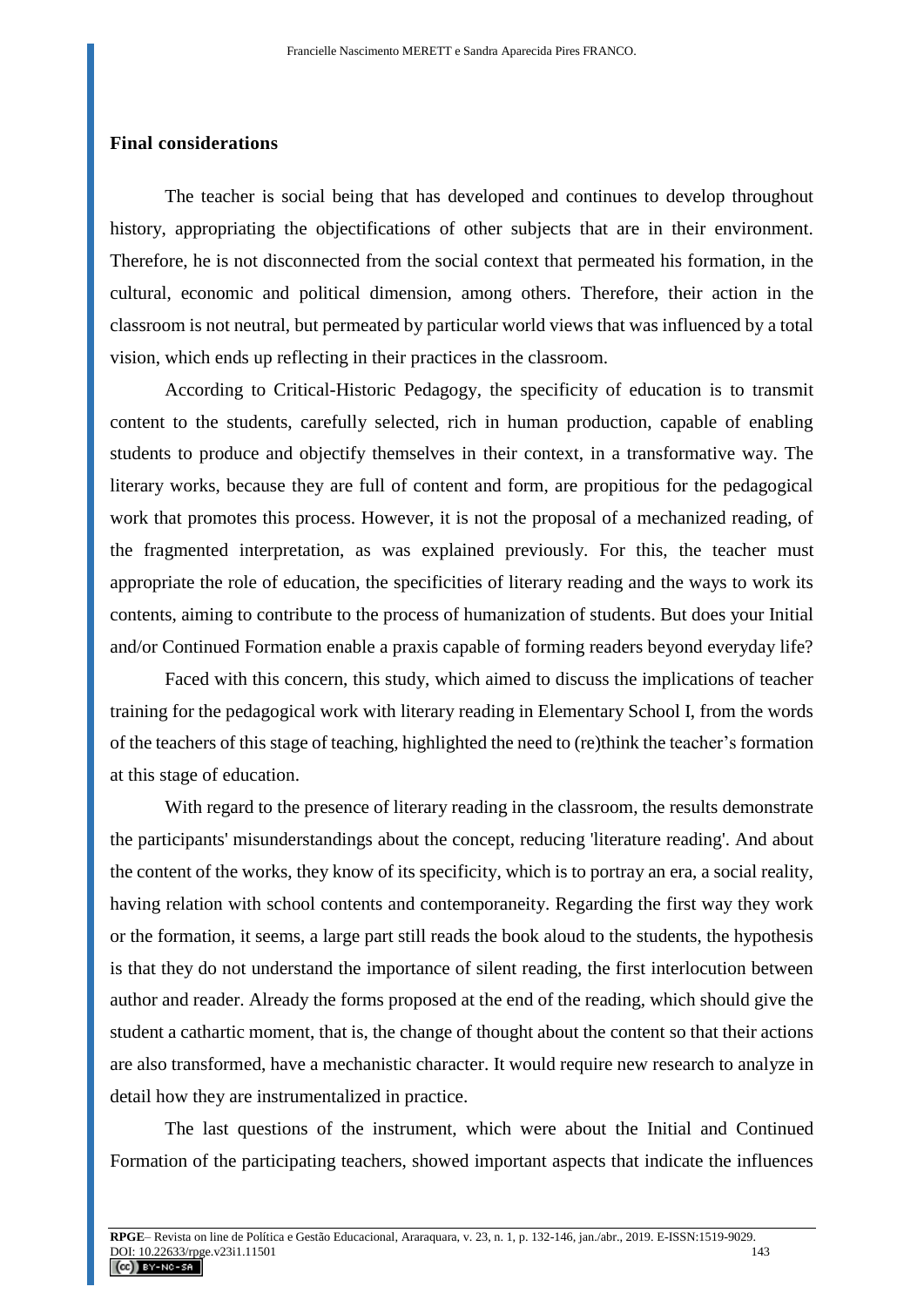## Final considerations

The teacher is social being that has developed and continues to develop throughout history, appropriating the objectifications of other subjects that are in their environment. Therefore, he is not disconnected from the social context that permeated his formation, in the cultural, economic and political dimension, among others. Therefore, their action in the classroom is not neutral, but permeated by particular world views that was influenced by a total vision, which ends up reflecting in their practices in the classroom.

According to Critical-Historic Pedagogy, the specificity of education is to transmit content to the students, carefully selected, rich in human production, capable of enabling students to produce and objectify themselves in their context, in a transformative way. The literary works, because they are full of content and form, are propitious for the pedagogical work that promotes this process. However, it is not the proposal of a mechanized reading, of the fragmented interpretation, as was explained previously. For this, the teacher must appropriate the role of education, the specificities of literary reading and the ways to work its contents, aiming to contribute to the process of humanization of students. But does your Initial and/or Continued Formation enable a praxis capable of forming readers beyond everyday life?

Faced with this concern, this study, which aimed to discuss the implications of teacher training for the pedagogical work with literary reading in Elementary School I, from the words of the teachers of this stage of teaching, highlighted the need to (re)think the teacher's formation at this stage of education.

With regard to the presence of literary reading in the classroom, the results demonstrate the participants' misunderstandings about the concept, reducing 'literature reading'. And about the content of the works, they know of its specificity, which is to portray an era, a social reality, having relation with school contents and contemporaneity. Regarding the first way they work or the formation, it seems, a large part still reads the book aloud to the students, the hypothesis is that they do not understand the importance of silent reading, the first interlocution between author and reader. Already the forms proposed at the end of the reading, which should give the student a cathartic moment, that is, the change of thought about the content so that their actions are also transformed, have a mechanistic character. It would require new research to analyze in detail how they are instrumentalized in practice.

The last questions of the instrument, which were about the Initial and Continued Formation of the participating teachers, showed important aspects that indicate the influences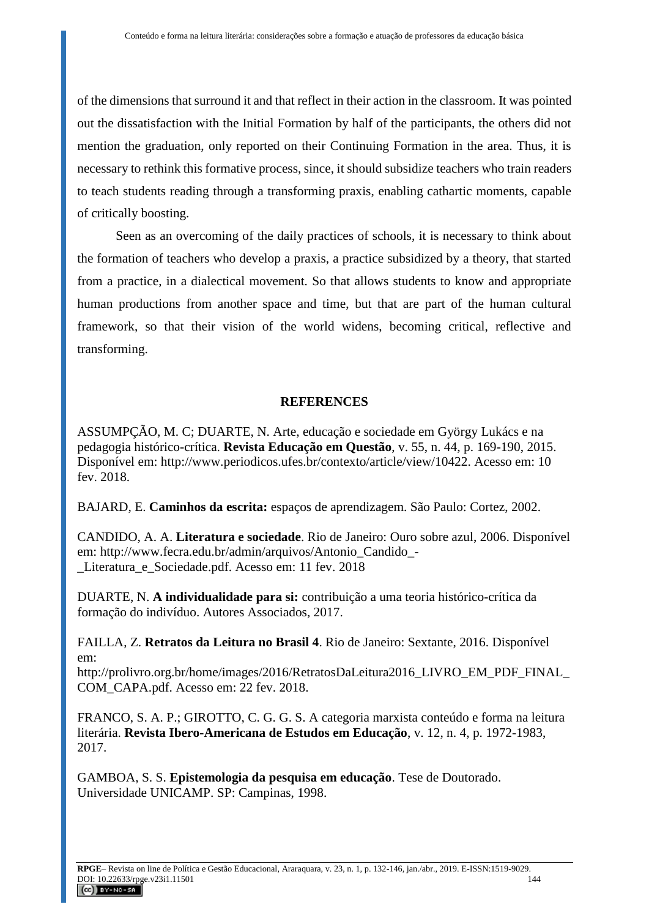of the dimensions that surround it and that reflect in their action in the classroom. It was pointed out the dissatisfaction with the Initial Formation by half of the participants, the others did not mention the graduation, only reported on their Continuing Formation in the area. Thus, it is necessary to rethink this formative process, since, it should subsidize teachers who train readers to teach students reading through a transforming praxis, enabling cathartic moments, capable of critically boosting.

Seen as an overcoming of the daily practices of schools, it is necessary to think about the formation of teachers who develop a praxis, a practice subsidized by a theory, that started from a practice, in a dialectical movement. So that allows students to know and appropriate human productions from another space and time, but that are part of the human cultural framework, so that their vision of the world widens, becoming critical, reflective and transforming.

## REFERENCES

ASSUMPÇÃO, M. C; DUARTE, N. Arte, educação e sociedade em György Lukács e na pedagogia histórico-crítica. **Revista Educação em Questão**, v. 55, n. 44, p. 169-190, 2015. Disponível em: http://www.periodicos.ufes.br/contexto/article/view/10422. Acesso em: 10 fev. 2018.

BAJARD, E. **Caminhos da escrita:** espaços de aprendizagem. São Paulo: Cortez, 2002.

CANDIDO, A. A. **Literatura e sociedade**. Rio de Janeiro: Ouro sobre azul, 2006. Disponível em: http://www.fecra.edu.br/admin/arquivos/Antonio_Candido_-_Literatura_e_Sociedade.pdf. Acesso em: 11 fev. 2018

DUARTE, N. **A individualidade para si:** contribuição a uma teoria histórico-crítica da formação do indivíduo. Autores Associados, 2017.

FAILLA, Z. **Retratos da Leitura no Brasil 4**. Rio de Janeiro: Sextante, 2016. Disponível em: http://prolivro.org.br/home/images/2016/RetratosDaLeitura2016_LIVRO_EM_PDF_FINAL_COM_CAPA.pdf. Acesso em: 22 fev. 2018.

FRANCO, S. A. P.; GIROTTO, C. G. G. S. A categoria marxista conteúdo e forma na leitura literária. **Revista Ibero-Americana de Estudos em Educação**, v. 12, n. 4, p. 1972-1983, 2017.

GAMBOA, S. S. **Epistemologia da pesquisa em educação**. Tese de Doutorado. Universidade UNICAMP. SP: Campinas, 1998.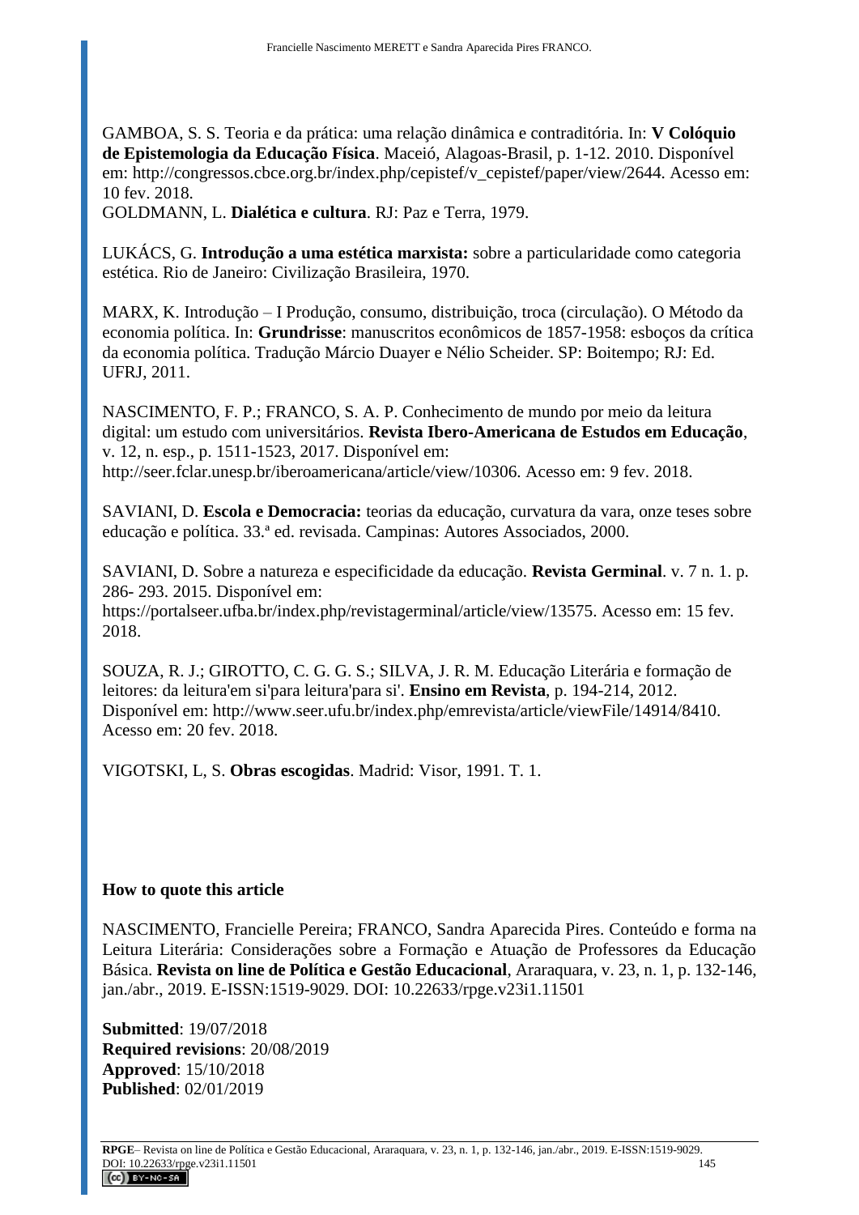GAMBOA, S. S. Teoria e da prática: uma relação dinâmica e contraditória. In: **V Colóquio de Epistemologia da Educação Física**. Maceió, Alagoas-Brasil, p. 1-12. 2010. Disponível em: http://congressos.cbce.org.br/index.php/cepistef/v_cepistef/paper/view/2644. Acesso em: 10 fev. 2018.
GOLDMANN, L. **Dialética e cultura**. RJ: Paz e Terra, 1979.

LUKÁCS, G. **Introdução a uma estética marxista:** sobre a particularidade como categoria estética. Rio de Janeiro: Civilização Brasileira, 1970.

MARX, K. Introdução – I Produção, consumo, distribuição, troca (circulação). O Método da economia política. In: **Grundrisse**: manuscritos econômicos de 1857-1958: esboços da crítica da economia política. Tradução Márcio Duayer e Nélio Scheider. SP: Boitempo; RJ: Ed. UFRJ, 2011.

NASCIMENTO, F. P.; FRANCO, S. A. P. Conhecimento de mundo por meio da leitura digital: um estudo com universitários. **Revista Ibero-Americana de Estudos em Educação**, v. 12, n. esp., p. 1511-1523, 2017. Disponível em: http://seer.fclar.unesp.br/iberoamericana/article/view/10306. Acesso em: 9 fev. 2018.

SAVIANI, D. **Escola e Democracia:** teorias da educação, curvatura da vara, onze teses sobre educação e política. 33.ª ed. revisada. Campinas: Autores Associados, 2000.

SAVIANI, D. Sobre a natureza e especificidade da educação. **Revista Germinal**. v. 7 n. 1. p. 286- 293. 2015. Disponível em: https://portalseer.ufba.br/index.php/revistagerminal/article/view/13575. Acesso em: 15 fev. 2018.

SOUZA, R. J.; GIROTTO, C. G. G. S.; SILVA, J. R. M. Educação Literária e formação de leitores: da leitura'em si'para leitura'para si'. **Ensino em Revista**, p. 194-214, 2012. Disponível em: http://www.seer.ufu.br/index.php/emrevista/article/viewFile/14914/8410. Acesso em: 20 fev. 2018.

VIGOTSKI, L, S. **Obras escogidas**. Madrid: Visor, 1991. T. 1.

**How to quote this article**

NASCIMENTO, Francielle Pereira; FRANCO, Sandra Aparecida Pires. Conteúdo e forma na Leitura Literária: Considerações sobre a Formação e Atuação de Professores da Educação Básica. **Revista on line de Política e Gestão Educacional**, Araraquara, v. 23, n. 1, p. 132-146, jan./abr., 2019. E-ISSN:1519-9029. DOI: 10.22633/rpge.v23i1.11501

**Submitted**: 19/07/2018
**Required revisions**: 20/08/2019
**Approved**: 15/10/2018
**Published**: 02/01/2019